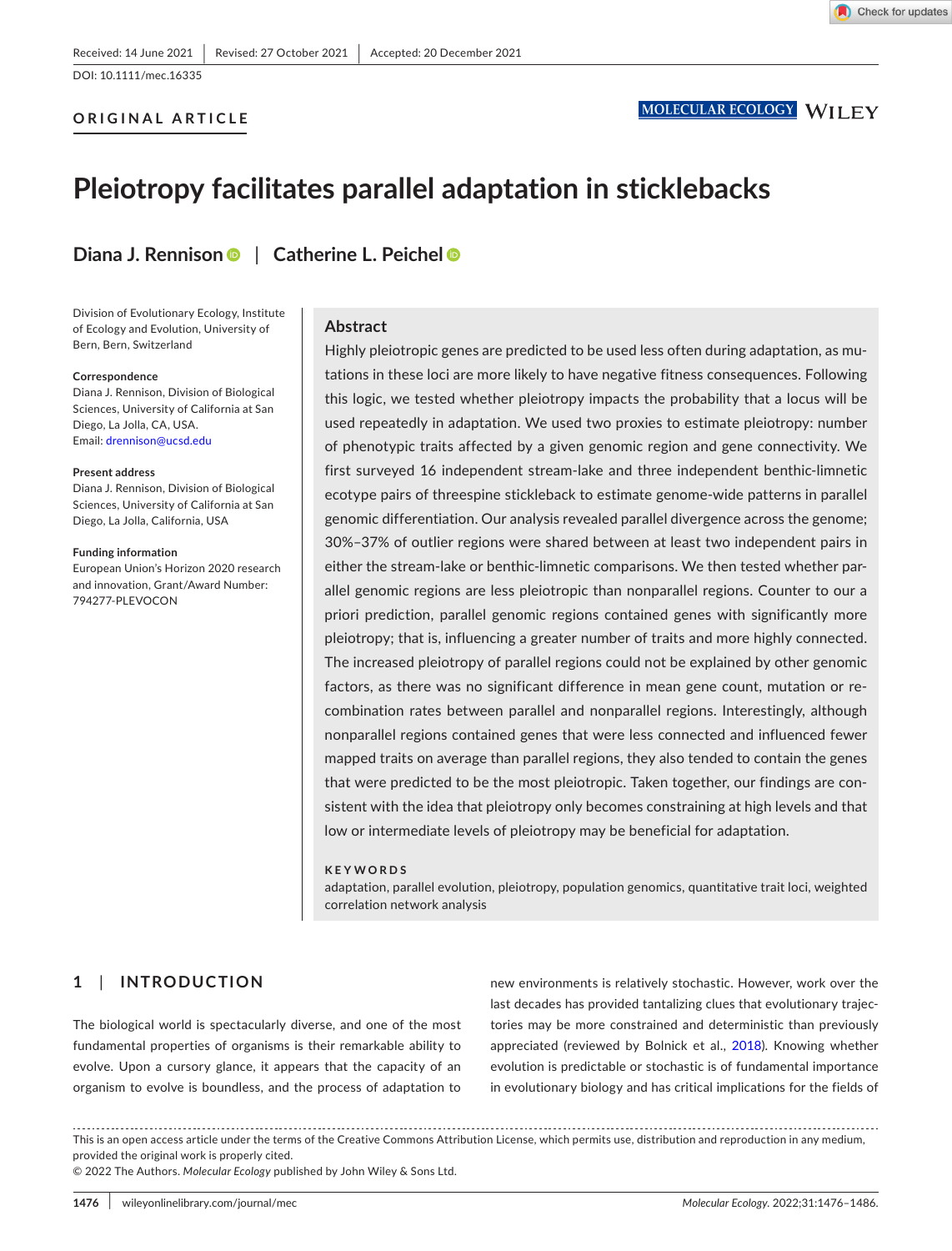Received: 14 June 2021 | Revised: 27 October 2021 | Accepted: 20 December 2021

DOI: 10.1111/mec.16335

**ORIGINAL ARTICLE**

# Pleiotropy facilitates parallel adaptation in sticklebacks

**Diana J. Rennison | Catherine L. Peichel**

Division of Evolutionary Ecology, Institute of Ecology and Evolution, University of Bern, Bern, Switzerland

**Correspondence**
Diana J. Rennison, Division of Biological Sciences, University of California at San Diego, La Jolla, CA, USA.
Email: drennison@ucsd.edu

**Present address**
Diana J. Rennison, Division of Biological Sciences, University of California at San Diego, La Jolla, California, USA

**Funding information**
European Union's Horizon 2020 research and innovation, Grant/Award Number: 794277-PLEVOCON

## Abstract

Highly pleiotropic genes are predicted to be used less often during adaptation, as mutations in these loci are more likely to have negative fitness consequences. Following this logic, we tested whether pleiotropy impacts the probability that a locus will be used repeatedly in adaptation. We used two proxies to estimate pleiotropy: number of phenotypic traits affected by a given genomic region and gene connectivity. We first surveyed 16 independent stream-lake and three independent benthic-limnetic ecotype pairs of threespine stickleback to estimate genome-wide patterns in parallel genomic differentiation. Our analysis revealed parallel divergence across the genome; 30%–37% of outlier regions were shared between at least two independent pairs in either the stream-lake or benthic-limnetic comparisons. We then tested whether parallel genomic regions are less pleiotropic than nonparallel regions. Counter to our a priori prediction, parallel genomic regions contained genes with significantly more pleiotropy; that is, influencing a greater number of traits and more highly connected. The increased pleiotropy of parallel regions could not be explained by other genomic factors, as there was no significant difference in mean gene count, mutation or recombination rates between parallel and nonparallel regions. Interestingly, although nonparallel regions contained genes that were less connected and influenced fewer mapped traits on average than parallel regions, they also tended to contain the genes that were predicted to be the most pleiotropic. Taken together, our findings are consistent with the idea that pleiotropy only becomes constraining at high levels and that low or intermediate levels of pleiotropy may be beneficial for adaptation.

**KEYWORDS**
adaptation, parallel evolution, pleiotropy, population genomics, quantitative trait loci, weighted correlation network analysis

## 1 | INTRODUCTION

The biological world is spectacularly diverse, and one of the most fundamental properties of organisms is their remarkable ability to evolve. Upon a cursory glance, it appears that the capacity of an organism to evolve is boundless, and the process of adaptation to new environments is relatively stochastic. However, work over the last decades has provided tantalizing clues that evolutionary trajectories may be more constrained and deterministic than previously appreciated (reviewed by Bolnick et al., 2018). Knowing whether evolution is predictable or stochastic is of fundamental importance in evolutionary biology and has critical implications for the fields of

This is an open access article under the terms of the Creative Commons Attribution License, which permits use, distribution and reproduction in any medium, provided the original work is properly cited.
© 2022 The Authors. *Molecular Ecology* published by John Wiley & Sons Ltd.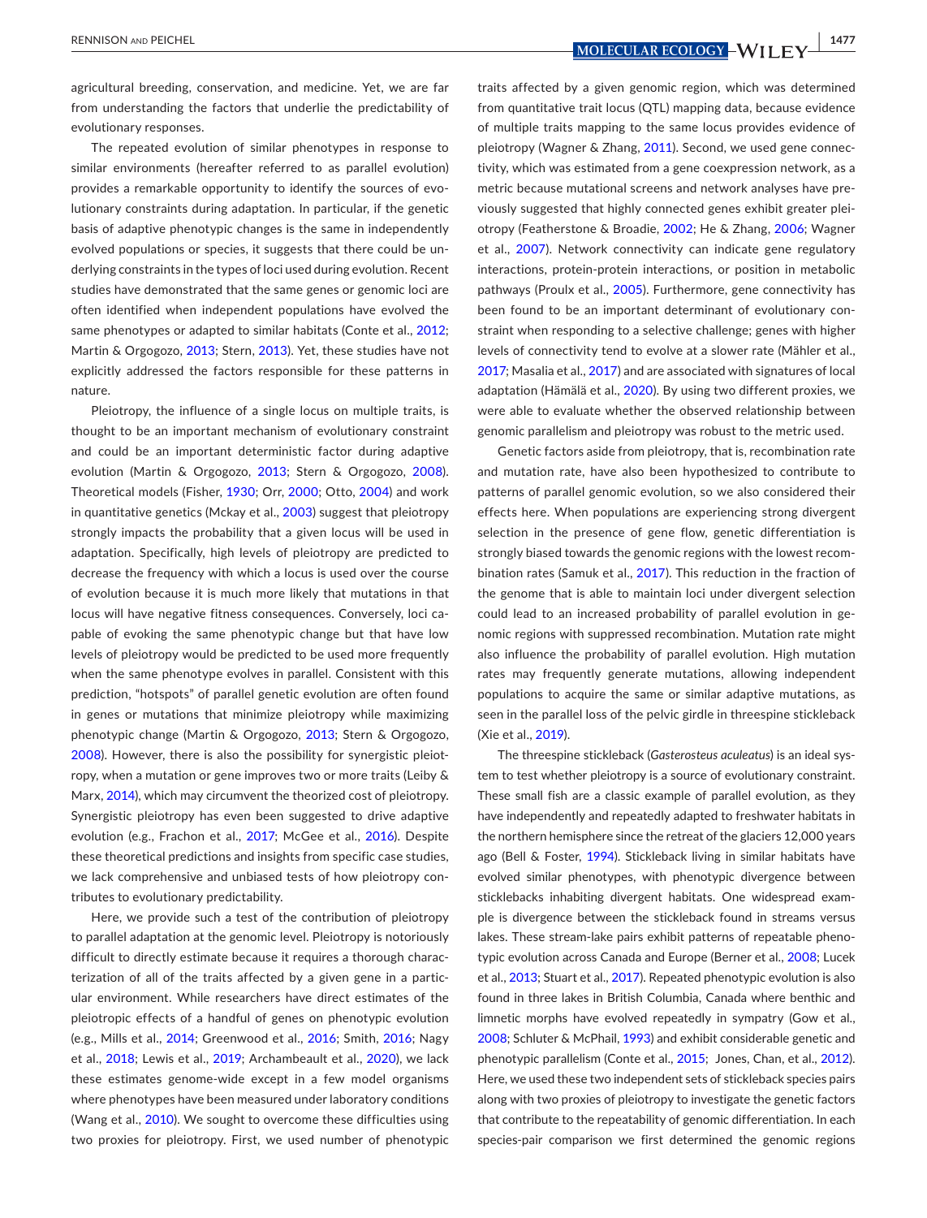agricultural breeding, conservation, and medicine. Yet, we are far from understanding the factors that underlie the predictability of evolutionary responses.

The repeated evolution of similar phenotypes in response to similar environments (hereafter referred to as parallel evolution) provides a remarkable opportunity to identify the sources of evolutionary constraints during adaptation. In particular, if the genetic basis of adaptive phenotypic changes is the same in independently evolved populations or species, it suggests that there could be underlying constraints in the types of loci used during evolution. Recent studies have demonstrated that the same genes or genomic loci are often identified when independent populations have evolved the same phenotypes or adapted to similar habitats (Conte et al., 2012; Martin & Orgogozo, 2013; Stern, 2013). Yet, these studies have not explicitly addressed the factors responsible for these patterns in nature.

Pleiotropy, the influence of a single locus on multiple traits, is thought to be an important mechanism of evolutionary constraint and could be an important deterministic factor during adaptive evolution (Martin & Orgogozo, 2013; Stern & Orgogozo, 2008). Theoretical models (Fisher, 1930; Orr, 2000; Otto, 2004) and work in quantitative genetics (Mckay et al., 2003) suggest that pleiotropy strongly impacts the probability that a given locus will be used in adaptation. Specifically, high levels of pleiotropy are predicted to decrease the frequency with which a locus is used over the course of evolution because it is much more likely that mutations in that locus will have negative fitness consequences. Conversely, loci capable of evoking the same phenotypic change but that have low levels of pleiotropy would be predicted to be used more frequently when the same phenotype evolves in parallel. Consistent with this prediction, "hotspots" of parallel genetic evolution are often found in genes or mutations that minimize pleiotropy while maximizing phenotypic change (Martin & Orgogozo, 2013; Stern & Orgogozo, 2008). However, there is also the possibility for synergistic pleiotropy, when a mutation or gene improves two or more traits (Leiby & Marx, 2014), which may circumvent the theorized cost of pleiotropy. Synergistic pleiotropy has even been suggested to drive adaptive evolution (e.g., Frachon et al., 2017; McGee et al., 2016). Despite these theoretical predictions and insights from specific case studies, we lack comprehensive and unbiased tests of how pleiotropy contributes to evolutionary predictability.

Here, we provide such a test of the contribution of pleiotropy to parallel adaptation at the genomic level. Pleiotropy is notoriously difficult to directly estimate because it requires a thorough characterization of all of the traits affected by a given gene in a particular environment. While researchers have direct estimates of the pleiotropic effects of a handful of genes on phenotypic evolution (e.g., Mills et al., 2014; Greenwood et al., 2016; Smith, 2016; Nagy et al., 2018; Lewis et al., 2019; Archambeault et al., 2020), we lack these estimates genome-wide except in a few model organisms where phenotypes have been measured under laboratory conditions (Wang et al., 2010). We sought to overcome these difficulties using two proxies for pleiotropy. First, we used number of phenotypic traits affected by a given genomic region, which was determined from quantitative trait locus (QTL) mapping data, because evidence of multiple traits mapping to the same locus provides evidence of pleiotropy (Wagner & Zhang, 2011). Second, we used gene connectivity, which was estimated from a gene coexpression network, as a metric because mutational screens and network analyses have previously suggested that highly connected genes exhibit greater pleiotropy (Featherstone & Broadie, 2002; He & Zhang, 2006; Wagner et al., 2007). Network connectivity can indicate gene regulatory interactions, protein-protein interactions, or position in metabolic pathways (Proulx et al., 2005). Furthermore, gene connectivity has been found to be an important determinant of evolutionary constraint when responding to a selective challenge; genes with higher levels of connectivity tend to evolve at a slower rate (Mähler et al., 2017; Masalia et al., 2017) and are associated with signatures of local adaptation (Hämälä et al., 2020). By using two different proxies, we were able to evaluate whether the observed relationship between genomic parallelism and pleiotropy was robust to the metric used.

Genetic factors aside from pleiotropy, that is, recombination rate and mutation rate, have also been hypothesized to contribute to patterns of parallel genomic evolution, so we also considered their effects here. When populations are experiencing strong divergent selection in the presence of gene flow, genetic differentiation is strongly biased towards the genomic regions with the lowest recombination rates (Samuk et al., 2017). This reduction in the fraction of the genome that is able to maintain loci under divergent selection could lead to an increased probability of parallel evolution in genomic regions with suppressed recombination. Mutation rate might also influence the probability of parallel evolution. High mutation rates may frequently generate mutations, allowing independent populations to acquire the same or similar adaptive mutations, as seen in the parallel loss of the pelvic girdle in threespine stickleback (Xie et al., 2019).

The threespine stickleback (*Gasterosteus aculeatus*) is an ideal system to test whether pleiotropy is a source of evolutionary constraint. These small fish are a classic example of parallel evolution, as they have independently and repeatedly adapted to freshwater habitats in the northern hemisphere since the retreat of the glaciers 12,000 years ago (Bell & Foster, 1994). Stickleback living in similar habitats have evolved similar phenotypes, with phenotypic divergence between sticklebacks inhabiting divergent habitats. One widespread example is divergence between the stickleback found in streams versus lakes. These stream-lake pairs exhibit patterns of repeatable phenotypic evolution across Canada and Europe (Berner et al., 2008; Lucek et al., 2013; Stuart et al., 2017). Repeated phenotypic evolution is also found in three lakes in British Columbia, Canada where benthic and limnetic morphs have evolved repeatedly in sympatry (Gow et al., 2008; Schluter & McPhail, 1993) and exhibit considerable genetic and phenotypic parallelism (Conte et al., 2015; Jones, Chan, et al., 2012). Here, we used these two independent sets of stickleback species pairs along with two proxies of pleiotropy to investigate the genetic factors that contribute to the repeatability of genomic differentiation. In each species-pair comparison we first determined the genomic regions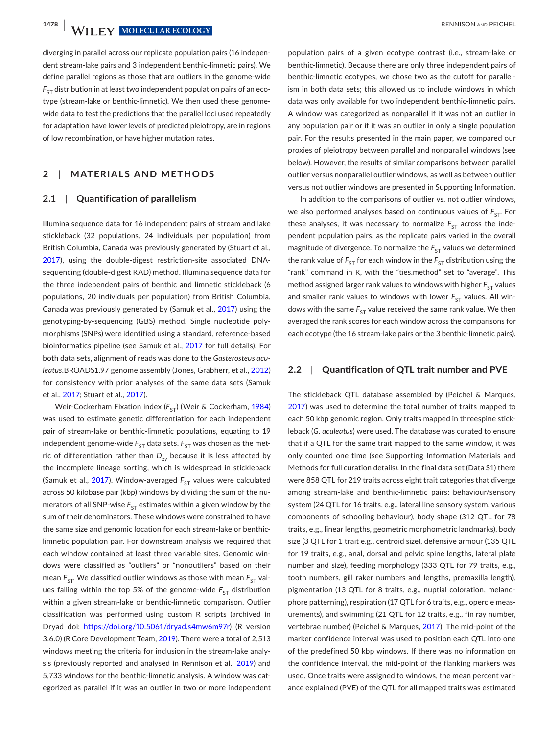diverging in parallel across our replicate population pairs (16 independent stream-lake pairs and 3 independent benthic-limnetic pairs). We define parallel regions as those that are outliers in the genome-wide $F_{ST}$ distribution in at least two independent population pairs of an ecotype (stream-lake or benthic-limnetic). We then used these genome-wide data to test the predictions that the parallel loci used repeatedly for adaptation have lower levels of predicted pleiotropy, are in regions of low recombination, or have higher mutation rates.

## 2 | MATERIALS AND METHODS

### 2.1 | Quantification of parallelism

Illumina sequence data for 16 independent pairs of stream and lake stickleback (32 populations, 24 individuals per population) from British Columbia, Canada was previously generated by (Stuart et al., 2017), using the double-digest restriction-site associated DNA-sequencing (double-digest RAD) method. Illumina sequence data for the three independent pairs of benthic and limnetic stickleback (6 populations, 20 individuals per population) from British Columbia, Canada was previously generated by (Samuk et al., 2017) using the genotyping-by-sequencing (GBS) method. Single nucleotide polymorphisms (SNPs) were identified using a standard, reference-based bioinformatics pipeline (see Samuk et al., 2017 for full details). For both data sets, alignment of reads was done to the *Gasterosteus aculeatus*.BROADS1.97 genome assembly (Jones, Grabherr, et al., 2012) for consistency with prior analyses of the same data sets (Samuk et al., 2017; Stuart et al., 2017).

Weir-Cockerham Fixation index ($F_{ST}$) (Weir & Cockerham, 1984) was used to estimate genetic differentiation for each independent pair of stream-lake or benthic-limnetic populations, equating to 19 independent genome-wide $F_{ST}$ data sets. $F_{ST}$ was chosen as the metric of differentiation rather than $D_{xy}$ because it is less affected by the incomplete lineage sorting, which is widespread in stickleback (Samuk et al., 2017). Window-averaged $F_{ST}$ values were calculated across 50 kilobase pair (kbp) windows by dividing the sum of the numerators of all SNP-wise $F_{ST}$ estimates within a given window by the sum of their denominators. These windows were constrained to have the same size and genomic location for each stream-lake or benthic-limnetic population pair. For downstream analysis we required that each window contained at least three variable sites. Genomic windows were classified as "outliers" or "nonoutliers" based on their mean $F_{ST}$. We classified outlier windows as those with mean $F_{ST}$ values falling within the top 5% of the genome-wide $F_{ST}$ distribution within a given stream-lake or benthic-limnetic comparison. Outlier classification was performed using custom R scripts (archived in Dryad doi: https://doi.org/10.5061/dryad.s4mw6m97r) (R version 3.6.0) (R Core Development Team, 2019). There were a total of 2,513 windows meeting the criteria for inclusion in the stream-lake analysis (previously reported and analysed in Rennison et al., 2019) and 5,733 windows for the benthic-limnetic analysis. A window was categorized as parallel if it was an outlier in two or more independent population pairs of a given ecotype contrast (i.e., stream-lake or benthic-limnetic). Because there are only three independent pairs of benthic-limnetic ecotypes, we chose two as the cutoff for parallelism in both data sets; this allowed us to include windows in which data was only available for two independent benthic-limnetic pairs. A window was categorized as nonparallel if it was not an outlier in any population pair or if it was an outlier in only a single population pair. For the results presented in the main paper, we compared our proxies of pleiotropy between parallel and nonparallel windows (see below). However, the results of similar comparisons between parallel outlier versus nonparallel outlier windows, as well as between outlier versus not outlier windows are presented in Supporting Information.

In addition to the comparisons of outlier vs. not outlier windows, we also performed analyses based on continuous values of $F_{ST}$. For these analyses, it was necessary to normalize $F_{ST}$ across the independent population pairs, as the replicate pairs varied in the overall magnitude of divergence. To normalize the $F_{ST}$ values we determined the rank value of $F_{ST}$ for each window in the $F_{ST}$ distribution using the "rank" command in R, with the "ties.method" set to "average". This method assigned larger rank values to windows with higher $F_{ST}$ values and smaller rank values to windows with lower $F_{ST}$ values. All windows with the same $F_{ST}$ value received the same rank value. We then averaged the rank scores for each window across the comparisons for each ecotype (the 16 stream-lake pairs or the 3 benthic-limnetic pairs).

### 2.2 | Quantification of QTL trait number and PVE

The stickleback QTL database assembled by (Peichel & Marques, 2017) was used to determine the total number of traits mapped to each 50 kbp genomic region. Only traits mapped in threespine stickleback (*G. aculeatus*) were used. The database was curated to ensure that if a QTL for the same trait mapped to the same window, it was only counted one time (see Supporting Information Materials and Methods for full curation details). In the final data set (Data S1) there were 858 QTL for 219 traits across eight trait categories that diverge among stream-lake and benthic-limnetic pairs: behaviour/sensory system (24 QTL for 16 traits, e.g., lateral line sensory system, various components of schooling behaviour), body shape (312 QTL for 78 traits, e.g., linear lengths, geometric morphometric landmarks), body size (3 QTL for 1 trait e.g., centroid size), defensive armour (135 QTL for 19 traits, e.g., anal, dorsal and pelvic spine lengths, lateral plate number and size), feeding morphology (333 QTL for 79 traits, e.g., tooth numbers, gill raker numbers and lengths, premaxilla length), pigmentation (13 QTL for 8 traits, e.g., nuptial coloration, melanophore patterning), respiration (17 QTL for 6 traits, e.g., opercle measurements), and swimming (21 QTL for 12 traits, e.g., fin ray number, vertebrae number) (Peichel & Marques, 2017). The mid-point of the marker confidence interval was used to position each QTL into one of the predefined 50 kbp windows. If there was no information on the confidence interval, the mid-point of the flanking markers was used. Once traits were assigned to windows, the mean percent variance explained (PVE) of the QTL for all mapped traits was estimated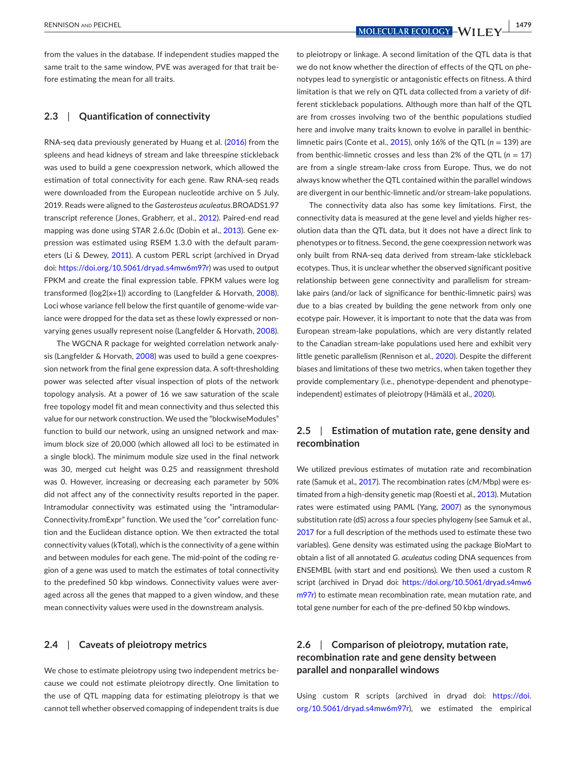from the values in the database. If independent studies mapped the same trait to the same window, PVE was averaged for that trait before estimating the mean for all traits.

### 2.3 | Quantification of connectivity

RNA-seq data previously generated by Huang et al. (2016) from the spleens and head kidneys of stream and lake threespine stickleback was used to build a gene coexpression network, which allowed the estimation of total connectivity for each gene. Raw RNA-seq reads were downloaded from the European nucleotide archive on 5 July, 2019. Reads were aligned to the *Gasterosteus aculeatus*.BROADS1.97 transcript reference (Jones, Grabherr, et al., 2012). Paired-end read mapping was done using STAR 2.6.0c (Dobin et al., 2013). Gene expression was estimated using RSEM 1.3.0 with the default parameters (Li & Dewey, 2011). A custom PERL script (archived in Dryad doi: https://doi.org/10.5061/dryad.s4mw6m97r) was used to output FPKM and create the final expression table. FPKM values were log transformed (log2(x+1)) according to (Langfelder & Horvath, 2008). Loci whose variance fell below the first quantile of genome-wide variance were dropped for the data set as these lowly expressed or nonvarying genes usually represent noise (Langfelder & Horvath, 2008).

The WGCNA R package for weighted correlation network analysis (Langfelder & Horvath, 2008) was used to build a gene coexpression network from the final gene expression data. A soft-thresholding power was selected after visual inspection of plots of the network topology analysis. At a power of 16 we saw saturation of the scale free topology model fit and mean connectivity and thus selected this value for our network construction. We used the "blockwiseModules" function to build our network, using an unsigned network and maximum block size of 20,000 (which allowed all loci to be estimated in a single block). The minimum module size used in the final network was 30, merged cut height was 0.25 and reassignment threshold was 0. However, increasing or decreasing each parameter by 50% did not affect any of the connectivity results reported in the paper. Intramodular connectivity was estimated using the "intramodularConnectivity.fromExpr" function. We used the "cor" correlation function and the Euclidean distance option. We then extracted the total connectivity values (kTotal), which is the connectivity of a gene within and between modules for each gene. The mid-point of the coding region of a gene was used to match the estimates of total connectivity to the predefined 50 kbp windows. Connectivity values were averaged across all the genes that mapped to a given window, and these mean connectivity values were used in the downstream analysis.

### 2.4 | Caveats of pleiotropy metrics

We chose to estimate pleiotropy using two independent metrics because we could not estimate pleiotropy directly. One limitation to the use of QTL mapping data for estimating pleiotropy is that we cannot tell whether observed comapping of independent traits is due to pleiotropy or linkage. A second limitation of the QTL data is that we do not know whether the direction of effects of the QTL on phenotypes lead to synergistic or antagonistic effects on fitness. A third limitation is that we rely on QTL data collected from a variety of different stickleback populations. Although more than half of the QTL are from crosses involving two of the benthic populations studied here and involve many traits known to evolve in parallel in benthic-limnetic pairs (Conte et al., 2015), only 16% of the QTL ($n = 139$) are from benthic-limnetic crosses and less than 2% of the QTL ($n = 17$) are from a single stream-lake cross from Europe. Thus, we do not always know whether the QTL contained within the parallel windows are divergent in our benthic-limnetic and/or stream-lake populations.

The connectivity data also has some key limitations. First, the connectivity data is measured at the gene level and yields higher resolution data than the QTL data, but it does not have a direct link to phenotypes or to fitness. Second, the gene coexpression network was only built from RNA-seq data derived from stream-lake stickleback ecotypes. Thus, it is unclear whether the observed significant positive relationship between gene connectivity and parallelism for stream-lake pairs (and/or lack of significance for benthic-limnetic pairs) was due to a bias created by building the gene network from only one ecotype pair. However, it is important to note that the data was from European stream-lake populations, which are very distantly related to the Canadian stream-lake populations used here and exhibit very little genetic parallelism (Rennison et al., 2020). Despite the different biases and limitations of these two metrics, when taken together they provide complementary (i.e., phenotype-dependent and phenotype-independent) estimates of pleiotropy (Hämälä et al., 2020).

### 2.5 | Estimation of mutation rate, gene density and recombination

We utilized previous estimates of mutation rate and recombination rate (Samuk et al., 2017). The recombination rates (cM/Mbp) were estimated from a high-density genetic map (Roesti et al., 2013). Mutation rates were estimated using PAML (Yang, 2007) as the synonymous substitution rate (dS) across a four species phylogeny (see Samuk et al., 2017 for a full description of the methods used to estimate these two variables). Gene density was estimated using the package BioMart to obtain a list of all annotated *G. aculeatus* coding DNA sequences from ENSEMBL (with start and end positions). We then used a custom R script (archived in Dryad doi: https://doi.org/10.5061/dryad.s4mw6m97r) to estimate mean recombination rate, mean mutation rate, and total gene number for each of the pre-defined 50 kbp windows.

### 2.6 | Comparison of pleiotropy, mutation rate, recombination rate and gene density between parallel and nonparallel windows

Using custom R scripts (archived in dryad doi: https://doi.org/10.5061/dryad.s4mw6m97r), we estimated the empirical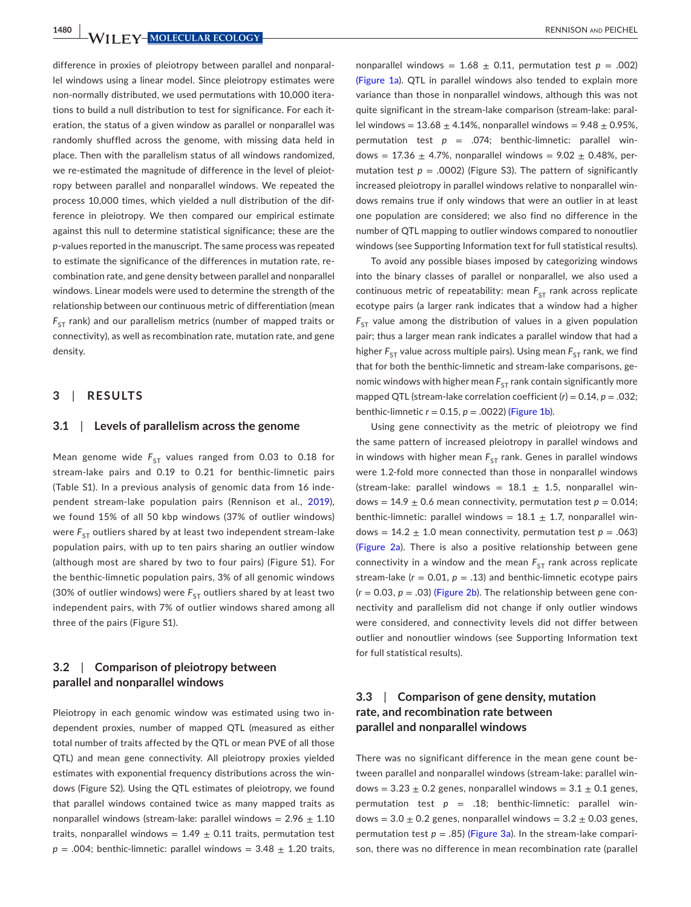difference in proxies of pleiotropy between parallel and nonparallel windows using a linear model. Since pleiotropy estimates were non-normally distributed, we used permutations with 10,000 iterations to build a null distribution to test for significance. For each iteration, the status of a given window as parallel or nonparallel was randomly shuffled across the genome, with missing data held in place. Then with the parallelism status of all windows randomized, we re-estimated the magnitude of difference in the level of pleiotropy between parallel and nonparallel windows. We repeated the process 10,000 times, which yielded a null distribution of the difference in pleiotropy. We then compared our empirical estimate against this null to determine statistical significance; these are the *p*-values reported in the manuscript. The same process was repeated to estimate the significance of the differences in mutation rate, recombination rate, and gene density between parallel and nonparallel windows. Linear models were used to determine the strength of the relationship between our continuous metric of differentiation (mean $F_{ST}$ rank) and our parallelism metrics (number of mapped traits or connectivity), as well as recombination rate, mutation rate, and gene density.

## 3 | RESULTS

### 3.1 | Levels of parallelism across the genome

Mean genome wide $F_{ST}$ values ranged from 0.03 to 0.18 for stream-lake pairs and 0.19 to 0.21 for benthic-limnetic pairs (Table S1). In a previous analysis of genomic data from 16 independent stream-lake population pairs (Rennison et al., 2019), we found 15% of all 50 kbp windows (37% of outlier windows) were $F_{ST}$ outliers shared by at least two independent stream-lake population pairs, with up to ten pairs sharing an outlier window (although most are shared by two to four pairs) (Figure S1). For the benthic-limnetic population pairs, 3% of all genomic windows (30% of outlier windows) were $F_{ST}$ outliers shared by at least two independent pairs, with 7% of outlier windows shared among all three of the pairs (Figure S1).

### 3.2 | Comparison of pleiotropy between parallel and nonparallel windows

Pleiotropy in each genomic window was estimated using two independent proxies, number of mapped QTL (measured as either total number of traits affected by the QTL or mean PVE of all those QTL) and mean gene connectivity. All pleiotropy proxies yielded estimates with exponential frequency distributions across the windows (Figure S2). Using the QTL estimates of pleiotropy, we found that parallel windows contained twice as many mapped traits as nonparallel windows (stream-lake: parallel windows = 2.96 ± 1.10 traits, nonparallel windows = 1.49 ± 0.11 traits, permutation test $p$ = .004; benthic-limnetic: parallel windows = 3.48 ± 1.20 traits, nonparallel windows = 1.68 ± 0.11, permutation test $p$ = .002) (Figure 1a). QTL in parallel windows also tended to explain more variance than those in nonparallel windows, although this was not quite significant in the stream-lake comparison (stream-lake: parallel windows = 13.68 ± 4.14%, nonparallel windows = 9.48 ± 0.95%, permutation test $p$ = .074; benthic-limnetic: parallel windows = 17.36 ± 4.7%, nonparallel windows = 9.02 ± 0.48%, permutation test $p$ = .0002) (Figure S3). The pattern of significantly increased pleiotropy in parallel windows relative to nonparallel windows remains true if only windows that were an outlier in at least one population are considered; we also find no difference in the number of QTL mapping to outlier windows compared to nonoutlier windows (see Supporting Information text for full statistical results).

To avoid any possible biases imposed by categorizing windows into the binary classes of parallel or nonparallel, we also used a continuous metric of repeatability: mean $F_{ST}$ rank across replicate ecotype pairs (a larger rank indicates that a window had a higher $F_{ST}$ value among the distribution of values in a given population pair; thus a larger mean rank indicates a parallel window that had a higher $F_{ST}$ value across multiple pairs). Using mean $F_{ST}$ rank, we find that for both the benthic-limnetic and stream-lake comparisons, genomic windows with higher mean $F_{ST}$ rank contain significantly more mapped QTL (stream-lake correlation coefficient ($r$) = 0.14, $p$ = .032; benthic-limnetic $r$ = 0.15, $p$ = .0022) (Figure 1b).

Using gene connectivity as the metric of pleiotropy we find the same pattern of increased pleiotropy in parallel windows and in windows with higher mean $F_{ST}$ rank. Genes in parallel windows were 1.2-fold more connected than those in nonparallel windows (stream-lake: parallel windows = 18.1 ± 1.5, nonparallel windows = 14.9 ± 0.6 mean connectivity, permutation test $p$ = 0.014; benthic-limnetic: parallel windows = 18.1 ± 1.7, nonparallel windows = 14.2 ± 1.0 mean connectivity, permutation test $p$ = .063) (Figure 2a). There is also a positive relationship between gene connectivity in a window and the mean $F_{ST}$ rank across replicate stream-lake ($r$ = 0.01, $p$ = .13) and benthic-limnetic ecotype pairs ($r$ = 0.03, $p$ = .03) (Figure 2b). The relationship between gene connectivity and parallelism did not change if only outlier windows were considered, and connectivity levels did not differ between outlier and nonoutlier windows (see Supporting Information text for full statistical results).

### 3.3 | Comparison of gene density, mutation rate, and recombination rate between parallel and nonparallel windows

There was no significant difference in the mean gene count between parallel and nonparallel windows (stream-lake: parallel windows = 3.23 ± 0.2 genes, nonparallel windows = 3.1 ± 0.1 genes, permutation test $p$ = .18; benthic-limnetic: parallel windows = 3.0 ± 0.2 genes, nonparallel windows = 3.2 ± 0.03 genes, permutation test $p$ = .85) (Figure 3a). In the stream-lake comparison, there was no difference in mean recombination rate (parallel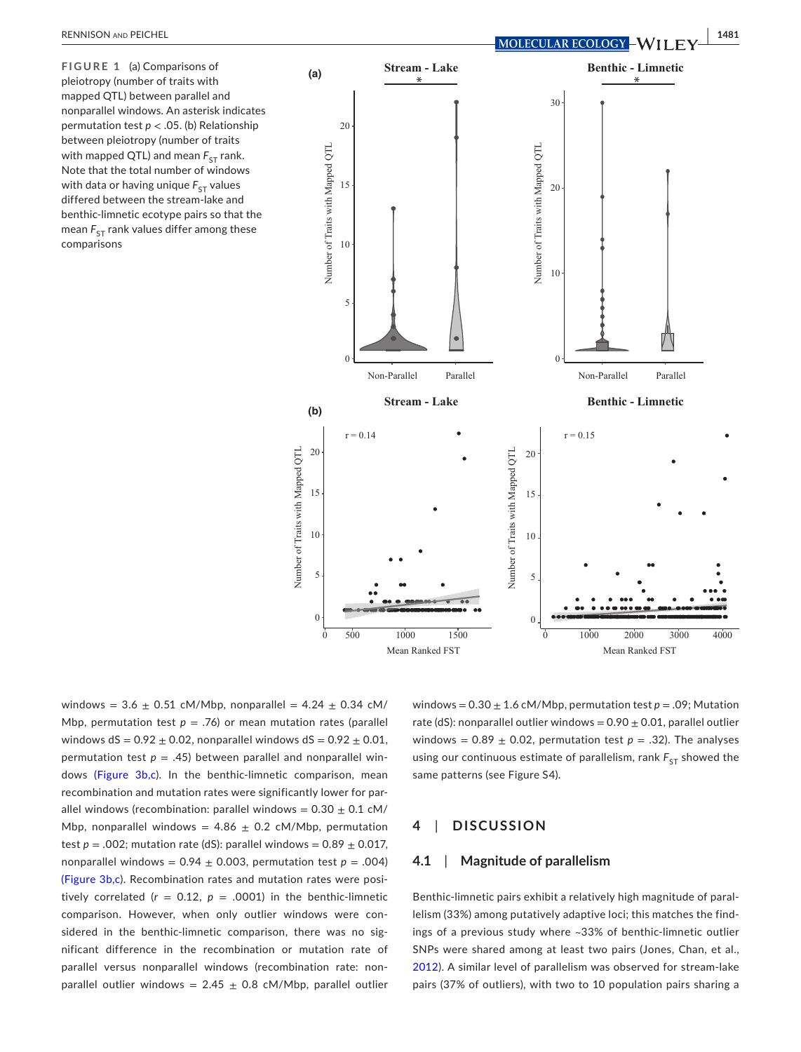FIGURE 1 (a) Comparisons of pleiotropy (number of traits with mapped QTL) between parallel and nonparallel windows. An asterisk indicates permutation test $p < .05$. (b) Relationship between pleiotropy (number of traits with mapped QTL) and mean $F_{ST}$ rank. Note that the total number of windows with data or having unique $F_{ST}$ values differed between the stream-lake and benthic-limnetic ecotype pairs so that the mean $F_{ST}$ rank values differ among these comparisons

windows = 3.6 ± 0.51 cM/Mbp, nonparallel = 4.24 ± 0.34 cM/Mbp, permutation test $p = .76$) or mean mutation rates (parallel windows dS = 0.92 ± 0.02, nonparallel windows dS = 0.92 ± 0.01, permutation test $p = .45$) between parallel and nonparallel windows (Figure 3b,c). In the benthic-limnetic comparison, mean recombination and mutation rates were significantly lower for parallel windows (recombination: parallel windows = 0.30 ± 0.1 cM/Mbp, nonparallel windows = 4.86 ± 0.2 cM/Mbp, permutation test $p = .002$; mutation rate (dS): parallel windows = 0.89 ± 0.017, nonparallel windows = 0.94 ± 0.003, permutation test $p = .004$) (Figure 3b,c). Recombination rates and mutation rates were positively correlated ($r = 0.12$, $p = .0001$) in the benthic-limnetic comparison. However, when only outlier windows were considered in the benthic-limnetic comparison, there was no significant difference in the recombination or mutation rate of parallel versus nonparallel windows (recombination rate: nonparallel outlier windows = 2.45 ± 0.8 cM/Mbp, parallel outlier windows = 0.30 ± 1.6 cM/Mbp, permutation test $p = .09$; Mutation rate (dS): nonparallel outlier windows = 0.90 ± 0.01, parallel outlier windows = 0.89 ± 0.02, permutation test $p = .32$). The analyses using our continuous estimate of parallelism, rank $F_{ST}$ showed the same patterns (see Figure S4).

## 4 | DISCUSSION

### 4.1 | Magnitude of parallelism

Benthic-limnetic pairs exhibit a relatively high magnitude of parallelism (33%) among putatively adaptive loci; this matches the findings of a previous study where ~33% of benthic-limnetic outlier SNPs were shared among at least two pairs (Jones, Chan, et al., 2012). A similar level of parallelism was observed for stream-lake pairs (37% of outliers), with two to 10 population pairs sharing a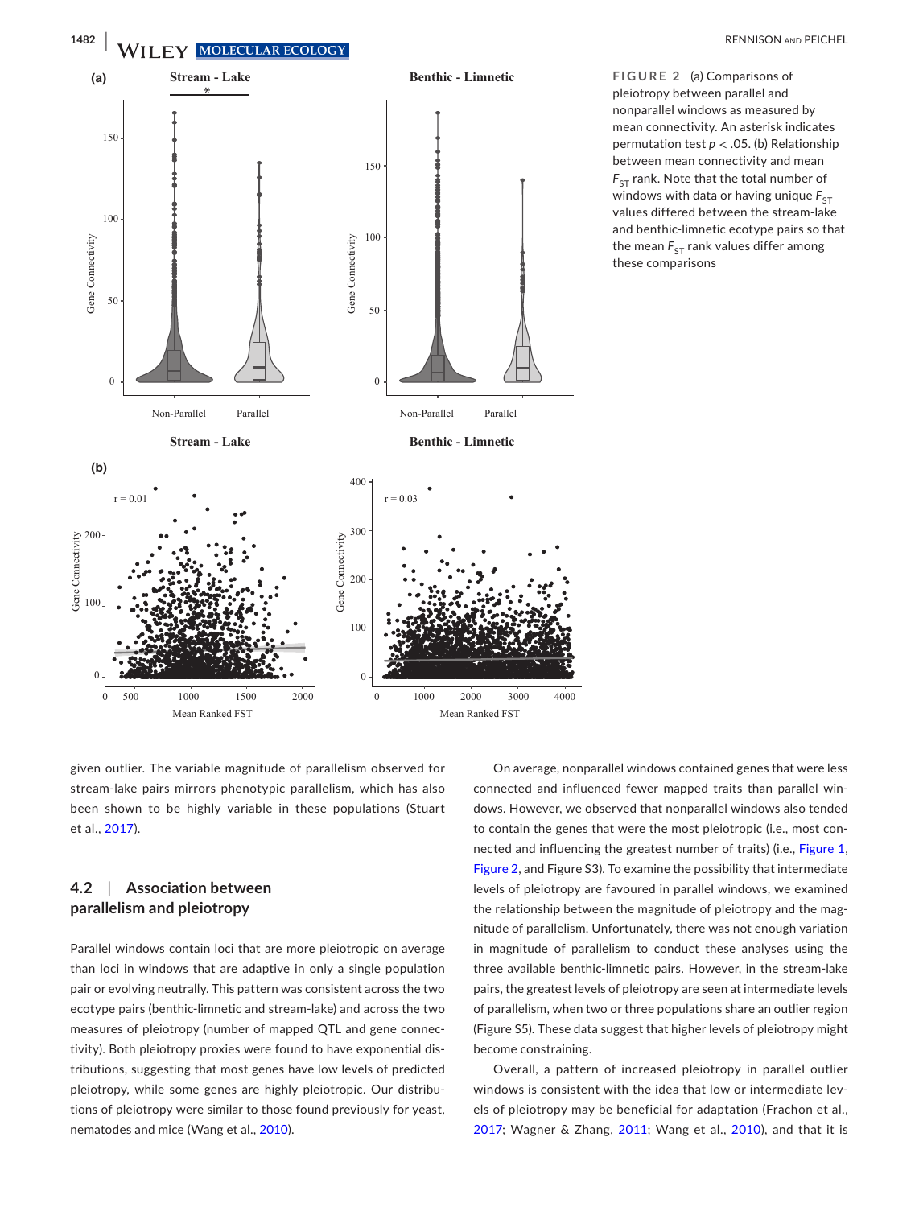**FIGURE 2** (a) Comparisons of pleiotropy between parallel and nonparallel windows as measured by mean connectivity. An asterisk indicates permutation test $p < .05$. (b) Relationship between mean connectivity and mean $F_{ST}$ rank. Note that the total number of windows with data or having unique $F_{ST}$ values differed between the stream-lake and benthic-limnetic ecotype pairs so that the mean $F_{ST}$ rank values differ among these comparisons

given outlier. The variable magnitude of parallelism observed for stream-lake pairs mirrors phenotypic parallelism, which has also been shown to be highly variable in these populations (Stuart et al., 2017).

### 4.2 | Association between parallelism and pleiotropy

Parallel windows contain loci that are more pleiotropic on average than loci in windows that are adaptive in only a single population pair or evolving neutrally. This pattern was consistent across the two ecotype pairs (benthic-limnetic and stream-lake) and across the two measures of pleiotropy (number of mapped QTL and gene connectivity). Both pleiotropy proxies were found to have exponential distributions, suggesting that most genes have low levels of predicted pleiotropy, while some genes are highly pleiotropic. Our distributions of pleiotropy were similar to those found previously for yeast, nematodes and mice (Wang et al., 2010).

On average, nonparallel windows contained genes that were less connected and influenced fewer mapped traits than parallel windows. However, we observed that nonparallel windows also tended to contain the genes that were the most pleiotropic (i.e., most connected and influencing the greatest number of traits) (i.e., Figure 1, Figure 2, and Figure S3). To examine the possibility that intermediate levels of pleiotropy are favoured in parallel windows, we examined the relationship between the magnitude of pleiotropy and the magnitude of parallelism. Unfortunately, there was not enough variation in magnitude of parallelism to conduct these analyses using the three available benthic-limnetic pairs. However, in the stream-lake pairs, the greatest levels of pleiotropy are seen at intermediate levels of parallelism, when two or three populations share an outlier region (Figure S5). These data suggest that higher levels of pleiotropy might become constraining.

Overall, a pattern of increased pleiotropy in parallel outlier windows is consistent with the idea that low or intermediate levels of pleiotropy may be beneficial for adaptation (Frachon et al., 2017; Wagner & Zhang, 2011; Wang et al., 2010), and that it is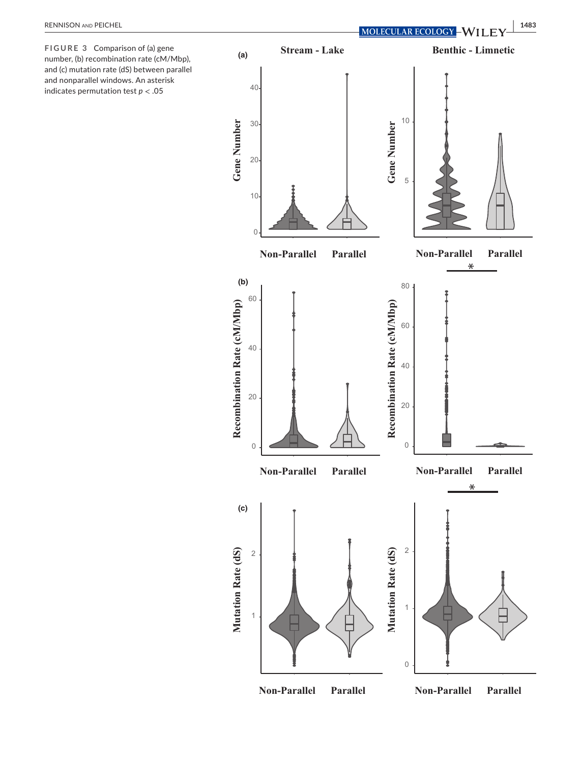**FIGURE 3** Comparison of (a) gene number, (b) recombination rate (cM/Mbp), and (c) mutation rate (dS) between parallel and nonparallel windows. An asterisk indicates permutation test $p < .05$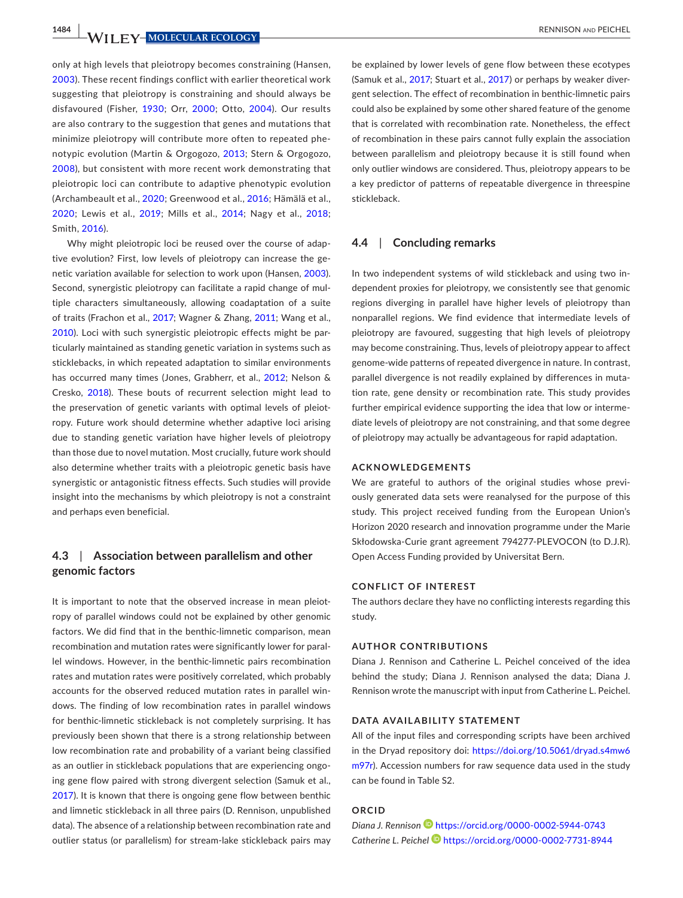only at high levels that pleiotropy becomes constraining (Hansen, 2003). These recent findings conflict with earlier theoretical work suggesting that pleiotropy is constraining and should always be disfavoured (Fisher, 1930; Orr, 2000; Otto, 2004). Our results are also contrary to the suggestion that genes and mutations that minimize pleiotropy will contribute more often to repeated phenotypic evolution (Martin & Orgogozo, 2013; Stern & Orgogozo, 2008), but consistent with more recent work demonstrating that pleiotropic loci can contribute to adaptive phenotypic evolution (Archambeault et al., 2020; Greenwood et al., 2016; Hämälä et al., 2020; Lewis et al., 2019; Mills et al., 2014; Nagy et al., 2018; Smith, 2016).

Why might pleiotropic loci be reused over the course of adaptive evolution? First, low levels of pleiotropy can increase the genetic variation available for selection to work upon (Hansen, 2003). Second, synergistic pleiotropy can facilitate a rapid change of multiple characters simultaneously, allowing coadaptation of a suite of traits (Frachon et al., 2017; Wagner & Zhang, 2011; Wang et al., 2010). Loci with such synergistic pleiotropic effects might be particularly maintained as standing genetic variation in systems such as sticklebacks, in which repeated adaptation to similar environments has occurred many times (Jones, Grabherr, et al., 2012; Nelson & Cresko, 2018). These bouts of recurrent selection might lead to the preservation of genetic variants with optimal levels of pleiotropy. Future work should determine whether adaptive loci arising due to standing genetic variation have higher levels of pleiotropy than those due to novel mutation. Most crucially, future work should also determine whether traits with a pleiotropic genetic basis have synergistic or antagonistic fitness effects. Such studies will provide insight into the mechanisms by which pleiotropy is not a constraint and perhaps even beneficial.

### 4.3 | Association between parallelism and other genomic factors

It is important to note that the observed increase in mean pleiotropy of parallel windows could not be explained by other genomic factors. We did find that in the benthic-limnetic comparison, mean recombination and mutation rates were significantly lower for parallel windows. However, in the benthic-limnetic pairs recombination rates and mutation rates were positively correlated, which probably accounts for the observed reduced mutation rates in parallel windows. The finding of low recombination rates in parallel windows for benthic-limnetic stickleback is not completely surprising. It has previously been shown that there is a strong relationship between low recombination rate and probability of a variant being classified as an outlier in stickleback populations that are experiencing ongoing gene flow paired with strong divergent selection (Samuk et al., 2017). It is known that there is ongoing gene flow between benthic and limnetic stickleback in all three pairs (D. Rennison, unpublished data). The absence of a relationship between recombination rate and outlier status (or parallelism) for stream-lake stickleback pairs may be explained by lower levels of gene flow between these ecotypes (Samuk et al., 2017; Stuart et al., 2017) or perhaps by weaker divergent selection. The effect of recombination in benthic-limnetic pairs could also be explained by some other shared feature of the genome that is correlated with recombination rate. Nonetheless, the effect of recombination in these pairs cannot fully explain the association between parallelism and pleiotropy because it is still found when only outlier windows are considered. Thus, pleiotropy appears to be a key predictor of patterns of repeatable divergence in threespine stickleback.

### 4.4 | Concluding remarks

In two independent systems of wild stickleback and using two independent proxies for pleiotropy, we consistently see that genomic regions diverging in parallel have higher levels of pleiotropy than nonparallel regions. We find evidence that intermediate levels of pleiotropy are favoured, suggesting that high levels of pleiotropy may become constraining. Thus, levels of pleiotropy appear to affect genome-wide patterns of repeated divergence in nature. In contrast, parallel divergence is not readily explained by differences in mutation rate, gene density or recombination rate. This study provides further empirical evidence supporting the idea that low or intermediate levels of pleiotropy are not constraining, and that some degree of pleiotropy may actually be advantageous for rapid adaptation.

## ACKNOWLEDGEMENTS

We are grateful to authors of the original studies whose previously generated data sets were reanalysed for the purpose of this study. This project received funding from the European Union's Horizon 2020 research and innovation programme under the Marie Skłodowska-Curie grant agreement 794277-PLEVOCON (to D.J.R). Open Access Funding provided by Universitat Bern.

## CONFLICT OF INTEREST

The authors declare they have no conflicting interests regarding this study.

## AUTHOR CONTRIBUTIONS

Diana J. Rennison and Catherine L. Peichel conceived of the idea behind the study; Diana J. Rennison analysed the data; Diana J. Rennison wrote the manuscript with input from Catherine L. Peichel.

## DATA AVAILABILITY STATEMENT

All of the input files and corresponding scripts have been archived in the Dryad repository doi: https://doi.org/10.5061/dryad.s4mw6m97r). Accession numbers for raw sequence data used in the study can be found in Table S2.

## ORCID

*Diana J. Rennison* https://orcid.org/0000-0002-5944-0743
*Catherine L. Peichel* https://orcid.org/0000-0002-7731-8944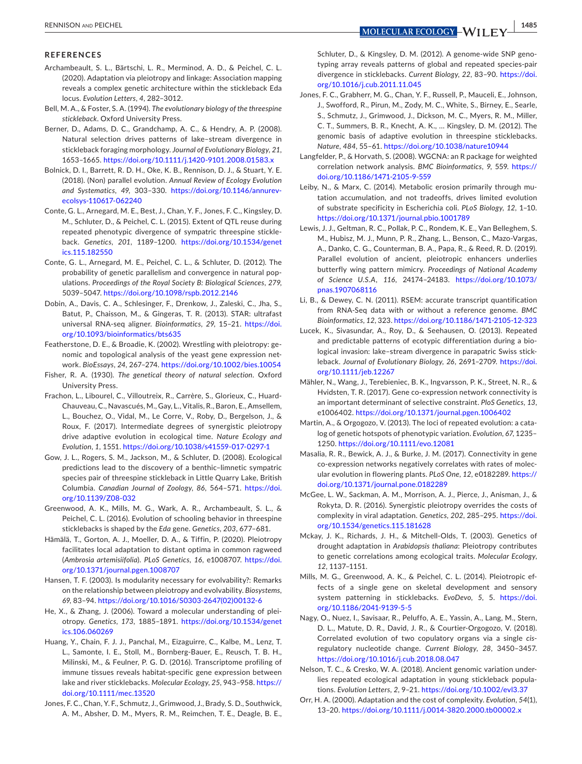## REFERENCES

Archambeault, S. L., Bärtschi, L. R., Merminod, A. D., & Peichel, C. L. (2020). Adaptation via pleiotropy and linkage: Association mapping reveals a complex genetic architecture within the stickleback Eda locus. *Evolution Letters*, *4*, 282–3012.

Bell, M. A., & Foster, S. A. (1994). *The evolutionary biology of the threespine stickleback*. Oxford University Press.

Berner, D., Adams, D. C., Grandchamp, A. C., & Hendry, A. P. (2008). Natural selection drives patterns of lake–stream divergence in stickleback foraging morphology. *Journal of Evolutionary Biology*, *21*, 1653–1665. https://doi.org/10.1111/j.1420-9101.2008.01583.x

Bolnick, D. I., Barrett, R. D. H., Oke, K. B., Rennison, D. J., & Stuart, Y. E. (2018). (Non) parallel evolution. *Annual Review of Ecology Evolution and Systematics*, *49*, 303–330. https://doi.org/10.1146/annurev-ecolsys-110617-062240

Conte, G. L., Arnegard, M. E., Best, J., Chan, Y. F., Jones, F. C., Kingsley, D. M., Schluter, D., & Peichel, C. L. (2015). Extent of QTL reuse during repeated phenotypic divergence of sympatric threespine stickleback. *Genetics*, *201*, 1189–1200. https://doi.org/10.1534/genetics.115.182550

Conte, G. L., Arnegard, M. E., Peichel, C. L., & Schluter, D. (2012). The probability of genetic parallelism and convergence in natural populations. *Proceedings of the Royal Society B: Biological Sciences*, *279*, 5039–5047. https://doi.org/10.1098/rspb.2012.2146

Dobin, A., Davis, C. A., Schlesinger, F., Drenkow, J., Zaleski, C., Jha, S., Batut, P., Chaisson, M., & Gingeras, T. R. (2013). STAR: ultrafast universal RNA-seq aligner. *Bioinformatics*, *29*, 15–21. https://doi.org/10.1093/bioinformatics/bts635

Featherstone, D. E., & Broadie, K. (2002). Wrestling with pleiotropy: genomic and topological analysis of the yeast gene expression network. *BioEssays*, *24*, 267–274. https://doi.org/10.1002/bies.10054

Fisher, R. A. (1930). *The genetical theory of natural selection*. Oxford University Press.

Frachon, L., Libourel, C., Villoutreix, R., Carrère, S., Glorieux, C., Huard-Chauveau, C., Navascués, M., Gay, L., Vitalis, R., Baron, E., Amsellem, L., Bouchez, O., Vidal, M., Le Corre, V., Roby, D., Bergelson, J., & Roux, F. (2017). Intermediate degrees of synergistic pleiotropy drive adaptive evolution in ecological time. *Nature Ecology and Evolution*, *1*, 1551. https://doi.org/10.1038/s41559-017-0297-1

Gow, J. L., Rogers, S. M., Jackson, M., & Schluter, D. (2008). Ecological predictions lead to the discovery of a benthic–limnetic sympatric species pair of threespine stickleback in Little Quarry Lake, British Columbia. *Canadian Journal of Zoology*, *86*, 564–571. https://doi.org/10.1139/Z08-032

Greenwood, A. K., Mills, M. G., Wark, A. R., Archambeault, S. L., & Peichel, C. L. (2016). Evolution of schooling behavior in threespine sticklebacks is shaped by the *Eda* gene. *Genetics*, *203*, 677–681.

Hämälä, T., Gorton, A. J., Moeller, D. A., & Tiffin, P. (2020). Pleiotropy facilitates local adaptation to distant optima in common ragweed (*Ambrosia artemisiifolia*). *PLoS Genetics*, *16*, e1008707. https://doi.org/10.1371/journal.pgen.1008707

Hansen, T. F. (2003). Is modularity necessary for evolvability?: Remarks on the relationship between pleiotropy and evolvability. *Biosystems*, *69*, 83–94. https://doi.org/10.1016/S0303-2647(02)00132-6

He, X., & Zhang, J. (2006). Toward a molecular understanding of pleiotropy. *Genetics*, *173*, 1885–1891. https://doi.org/10.1534/genetics.106.060269

Huang, Y., Chain, F. J. J., Panchal, M., Eizaguirre, C., Kalbe, M., Lenz, T. L., Samonte, I. E., Stoll, M., Bornberg-Bauer, E., Reusch, T. B. H., Milinski, M., & Feulner, P. G. D. (2016). Transcriptome profiling of immune tissues reveals habitat-specific gene expression between lake and river sticklebacks. *Molecular Ecology*, *25*, 943–958. https://doi.org/10.1111/mec.13520

Jones, F. C., Chan, Y. F., Schmutz, J., Grimwood, J., Brady, S. D., Southwick, A. M., Absher, D. M., Myers, R. M., Reimchen, T. E., Deagle, B. E., Schluter, D., & Kingsley, D. M. (2012). A genome-wide SNP genotyping array reveals patterns of global and repeated species-pair divergence in sticklebacks. *Current Biology*, *22*, 83–90. https://doi.org/10.1016/j.cub.2011.11.045

Jones, F. C., Grabherr, M. G., Chan, Y. F., Russell, P., Mauceli, E., Johnson, J., Swofford, R., Pirun, M., Zody, M. C., White, S., Birney, E., Searle, S., Schmutz, J., Grimwood, J., Dickson, M. C., Myers, R. M., Miller, C. T., Summers, B. R., Knecht, A. K., … Kingsley, D. M. (2012). The genomic basis of adaptive evolution in threespine sticklebacks. *Nature*, *484*, 55–61. https://doi.org/10.1038/nature10944

Langfelder, P., & Horvath, S. (2008). WGCNA: an R package for weighted correlation network analysis. *BMC Bioinformatics*, *9*, 559. https://doi.org/10.1186/1471-2105-9-559

Leiby, N., & Marx, C. (2014). Metabolic erosion primarily through mutation accumulation, and not tradeoffs, drives limited evolution of substrate specificity in Escherichia coli. *PLoS Biology*, *12*, 1–10. https://doi.org/10.1371/journal.pbio.1001789

Lewis, J. J., Geltman, R. C., Pollak, P. C., Rondem, K. E., Van Belleghem, S. M., Hubisz, M. J., Munn, P. R., Zhang, L., Benson, C., Mazo-Vargas, A., Danko, C. G., Counterman, B. A., Papa, R., & Reed, R. D. (2019). Parallel evolution of ancient, pleiotropic enhancers underlies butterfly wing pattern mimicry. *Proceedings of National Academy of Science U.S.A*, *116*, 24174–24183. https://doi.org/10.1073/pnas.1907068116

Li, B., & Dewey, C. N. (2011). RSEM: accurate transcript quantification from RNA-Seq data with or without a reference genome. *BMC Bioinformatics*, *12*, 323. https://doi.org/10.1186/1471-2105-12-323

Lucek, K., Sivasundar, A., Roy, D., & Seehausen, O. (2013). Repeated and predictable patterns of ecotypic differentiation during a biological invasion: lake–stream divergence in parapatric Swiss stickleback. *Journal of Evolutionary Biology*, *26*, 2691–2709. https://doi.org/10.1111/jeb.12267

Mähler, N., Wang, J., Terebieniec, B. K., Ingvarsson, P. K., Street, N. R., & Hvidsten, T. R. (2017). Gene co-expression network connectivity is an important determinant of selective constraint. *PloS Genetics*, *13*, e1006402. https://doi.org/10.1371/journal.pgen.1006402

Martin, A., & Orgogozo, V. (2013). The loci of repeated evolution: a catalog of genetic hotspots of phenotypic variation. *Evolution*, *67*, 1235–1250. https://doi.org/10.1111/evo.12081

Masalia, R. R., Bewick, A. J., & Burke, J. M. (2017). Connectivity in gene co-expression networks negatively correlates with rates of molecular evolution in flowering plants. *PLoS One*, *12*, e0182289. https://doi.org/10.1371/journal.pone.0182289

McGee, L. W., Sackman, A. M., Morrison, A. J., Pierce, J., Anisman, J., & Rokyta, D. R. (2016). Synergistic pleiotropy overrides the costs of complexity in viral adaptation. *Genetics*, *202*, 285–295. https://doi.org/10.1534/genetics.115.181628

Mckay, J. K., Richards, J. H., & Mitchell-Olds, T. (2003). Genetics of drought adaptation in *Arabidopsis thaliana*: Pleiotropy contributes to genetic correlations among ecological traits. *Molecular Ecology*, *12*, 1137–1151.

Mills, M. G., Greenwood, A. K., & Peichel, C. L. (2014). Pleiotropic effects of a single gene on skeletal development and sensory system patterning in sticklebacks. *EvoDevo*, *5*, 5. https://doi.org/10.1186/2041-9139-5-5

Nagy, O., Nuez, I., Savisaar, R., Peluffo, A. E., Yassin, A., Lang, M., Stern, D. L., Matute, D. R., David, J. R., & Courtier-Orgogozo, V. (2018). Correlated evolution of two copulatory organs via a single *cis*-regulatory nucleotide change. *Current Biology*, *28*, 3450–3457. https://doi.org/10.1016/j.cub.2018.08.047

Nelson, T. C., & Cresko, W. A. (2018). Ancient genomic variation underlies repeated ecological adaptation in young stickleback populations. *Evolution Letters*, *2*, 9–21. https://doi.org/10.1002/evl3.37

Orr, H. A. (2000). Adaptation and the cost of complexity. *Evolution*, *54*(1), 13–20. https://doi.org/10.1111/j.0014-3820.2000.tb00002.x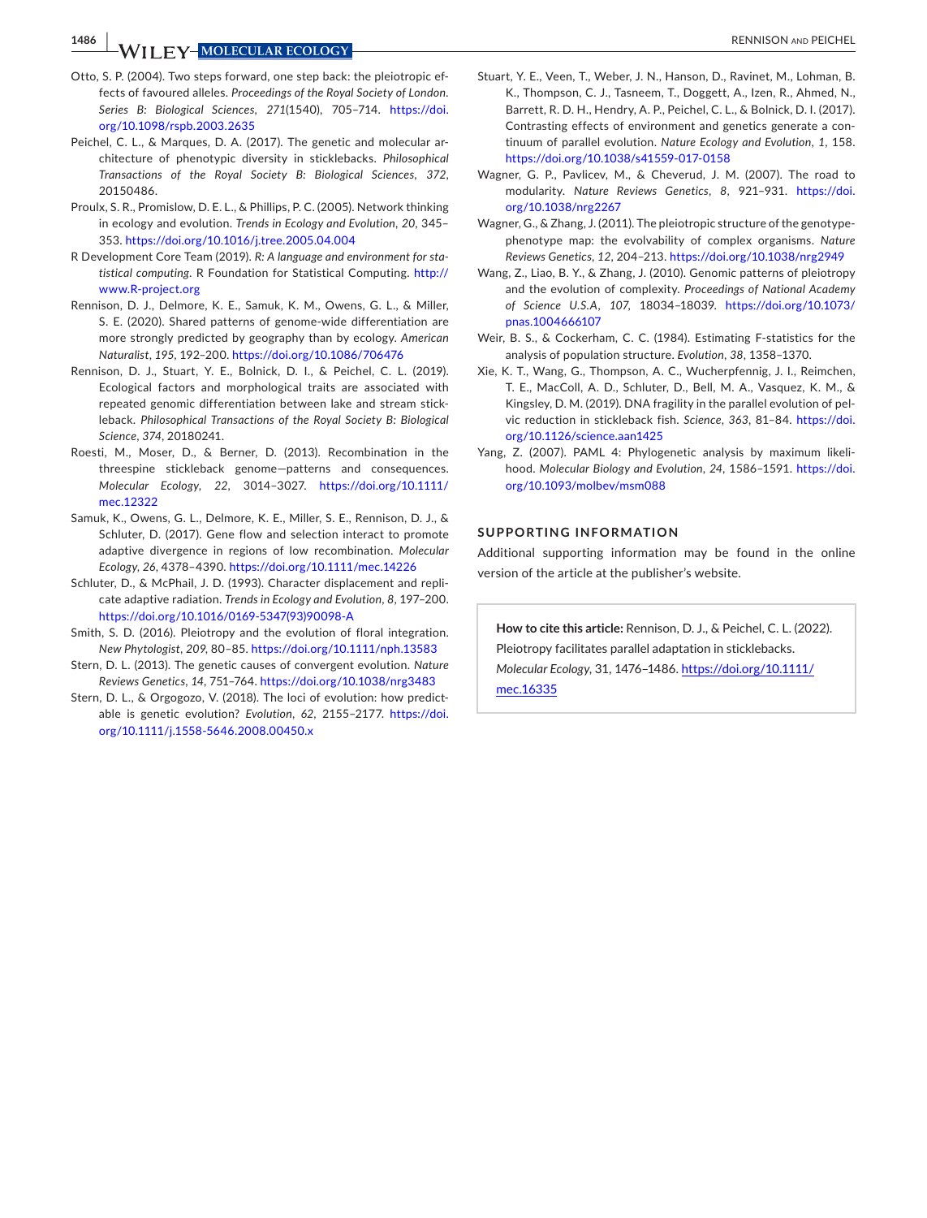Otto, S. P. (2004). Two steps forward, one step back: the pleiotropic effects of favoured alleles. *Proceedings of the Royal Society of London. Series B: Biological Sciences*, *271*(1540), 705–714. https://doi.org/10.1098/rspb.2003.2635

Peichel, C. L., & Marques, D. A. (2017). The genetic and molecular architecture of phenotypic diversity in sticklebacks. *Philosophical Transactions of the Royal Society B: Biological Sciences*, *372*, 20150486.

Proulx, S. R., Promislow, D. E. L., & Phillips, P. C. (2005). Network thinking in ecology and evolution. *Trends in Ecology and Evolution*, *20*, 345–353. https://doi.org/10.1016/j.tree.2005.04.004

R Development Core Team (2019). *R: A language and environment for statistical computing*. R Foundation for Statistical Computing. http://www.R-project.org

Rennison, D. J., Delmore, K. E., Samuk, K. M., Owens, G. L., & Miller, S. E. (2020). Shared patterns of genome-wide differentiation are more strongly predicted by geography than by ecology. *American Naturalist*, *195*, 192–200. https://doi.org/10.1086/706476

Rennison, D. J., Stuart, Y. E., Bolnick, D. I., & Peichel, C. L. (2019). Ecological factors and morphological traits are associated with repeated genomic differentiation between lake and stream stickleback. *Philosophical Transactions of the Royal Society B: Biological Science*, *374*, 20180241.

Roesti, M., Moser, D., & Berner, D. (2013). Recombination in the threespine stickleback genome—patterns and consequences. *Molecular Ecology*, *22*, 3014–3027. https://doi.org/10.1111/mec.12322

Samuk, K., Owens, G. L., Delmore, K. E., Miller, S. E., Rennison, D. J., & Schluter, D. (2017). Gene flow and selection interact to promote adaptive divergence in regions of low recombination. *Molecular Ecology*, *26*, 4378–4390. https://doi.org/10.1111/mec.14226

Schluter, D., & McPhail, J. D. (1993). Character displacement and replicate adaptive radiation. *Trends in Ecology and Evolution*, *8*, 197–200. https://doi.org/10.1016/0169-5347(93)90098-A

Smith, S. D. (2016). Pleiotropy and the evolution of floral integration. *New Phytologist*, *209*, 80–85. https://doi.org/10.1111/nph.13583

Stern, D. L. (2013). The genetic causes of convergent evolution. *Nature Reviews Genetics*, *14*, 751–764. https://doi.org/10.1038/nrg3483

Stern, D. L., & Orgogozo, V. (2018). The loci of evolution: how predictable is genetic evolution? *Evolution*, *62*, 2155–2177. https://doi.org/10.1111/j.1558-5646.2008.00450.x

Stuart, Y. E., Veen, T., Weber, J. N., Hanson, D., Ravinet, M., Lohman, B. K., Thompson, C. J., Tasneem, T., Doggett, A., Izen, R., Ahmed, N., Barrett, R. D. H., Hendry, A. P., Peichel, C. L., & Bolnick, D. I. (2017). Contrasting effects of environment and genetics generate a continuum of parallel evolution. *Nature Ecology and Evolution*, *1*, 158. https://doi.org/10.1038/s41559-017-0158

Wagner, G. P., Pavlicev, M., & Cheverud, J. M. (2007). The road to modularity. *Nature Reviews Genetics*, *8*, 921–931. https://doi.org/10.1038/nrg2267

Wagner, G., & Zhang, J. (2011). The pleiotropic structure of the genotype-phenotype map: the evolvability of complex organisms. *Nature Reviews Genetics*, *12*, 204–213. https://doi.org/10.1038/nrg2949

Wang, Z., Liao, B. Y., & Zhang, J. (2010). Genomic patterns of pleiotropy and the evolution of complexity. *Proceedings of National Academy of Science U.S.A*, *107*, 18034–18039. https://doi.org/10.1073/pnas.1004666107

Weir, B. S., & Cockerham, C. C. (1984). Estimating F-statistics for the analysis of population structure. *Evolution*, *38*, 1358–1370.

Xie, K. T., Wang, G., Thompson, A. C., Wucherpfennig, J. I., Reimchen, T. E., MacColl, A. D., Schluter, D., Bell, M. A., Vasquez, K. M., & Kingsley, D. M. (2019). DNA fragility in the parallel evolution of pelvic reduction in stickleback fish. *Science*, *363*, 81–84. https://doi.org/10.1126/science.aan1425

Yang, Z. (2007). PAML 4: Phylogenetic analysis by maximum likelihood. *Molecular Biology and Evolution*, *24*, 1586–1591. https://doi.org/10.1093/molbev/msm088

## SUPPORTING INFORMATION

Additional supporting information may be found in the online version of the article at the publisher's website.

**How to cite this article:** Rennison, D. J., & Peichel, C. L. (2022). Pleiotropy facilitates parallel adaptation in sticklebacks. *Molecular Ecology*, 31, 1476–1486. https://doi.org/10.1111/mec.16335